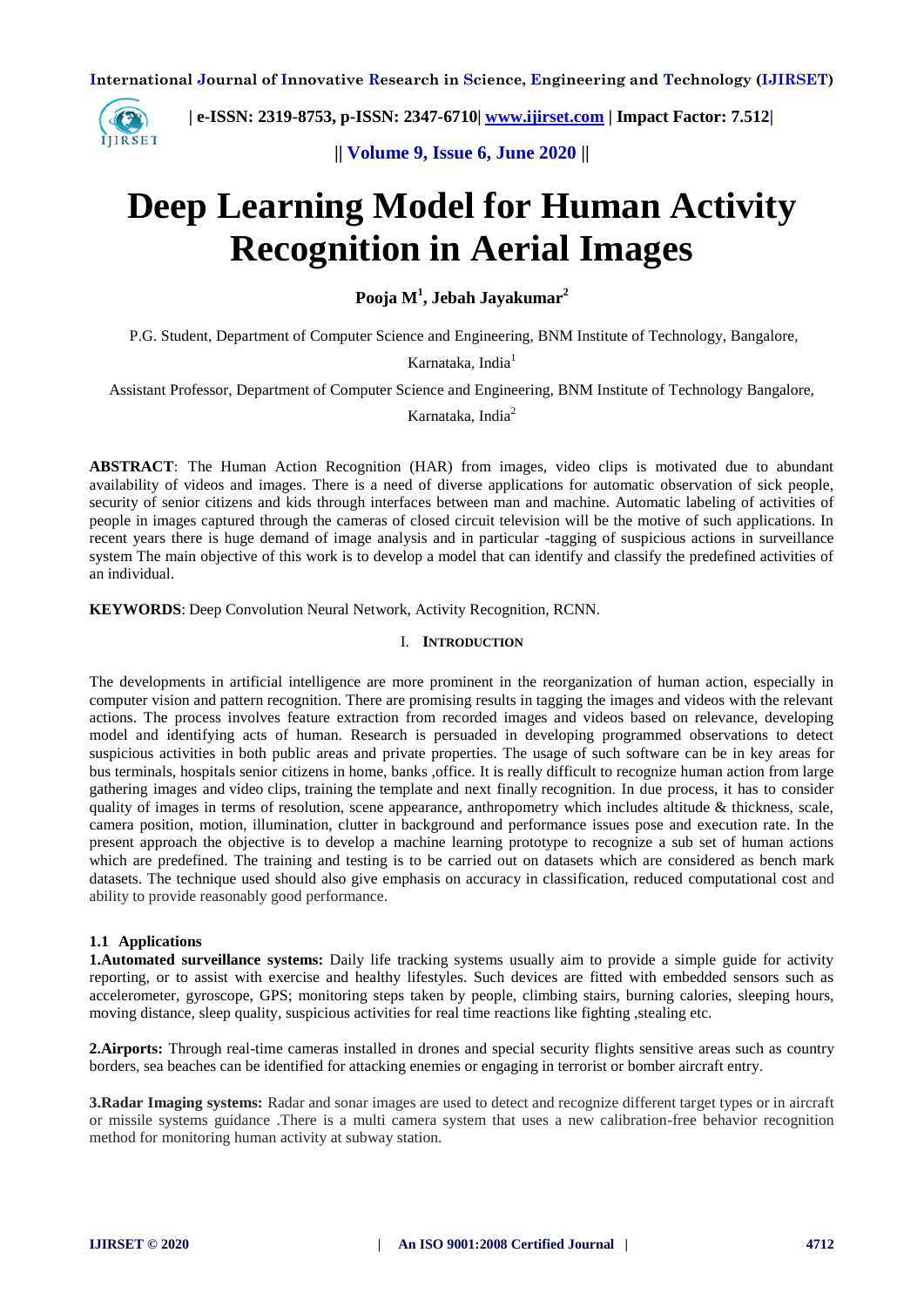# Deep Learning Model for Human Activity Recognition in Aerial Images

**Pooja M[1], Jebah Jayakumar[2]**

P.G. Student, Department of Computer Science and Engineering, BNM Institute of Technology, Bangalore, Karnataka, India[1]

Assistant Professor, Department of Computer Science and Engineering, BNM Institute of Technology Bangalore, Karnataka, India[2]

**ABSTRACT**: The Human Action Recognition (HAR) from images, video clips is motivated due to abundant availability of videos and images. There is a need of diverse applications for automatic observation of sick people, security of senior citizens and kids through interfaces between man and machine. Automatic labeling of activities of people in images captured through the cameras of closed circuit television will be the motive of such applications. In recent years there is huge demand of image analysis and in particular -tagging of suspicious actions in surveillance system The main objective of this work is to develop a model that can identify and classify the predefined activities of an individual.

**KEYWORDS**: Deep Convolution Neural Network, Activity Recognition, RCNN.

## I. INTRODUCTION

The developments in artificial intelligence are more prominent in the reorganization of human action, especially in computer vision and pattern recognition. There are promising results in tagging the images and videos with the relevant actions. The process involves feature extraction from recorded images and videos based on relevance, developing model and identifying acts of human. Research is persuaded in developing programmed observations to detect suspicious activities in both public areas and private properties. The usage of such software can be in key areas for bus terminals, hospitals senior citizens in home, banks ,office. It is really difficult to recognize human action from large gathering images and video clips, training the template and next finally recognition. In due process, it has to consider quality of images in terms of resolution, scene appearance, anthropometry which includes altitude & thickness, scale, camera position, motion, illumination, clutter in background and performance issues pose and execution rate. In the present approach the objective is to develop a machine learning prototype to recognize a sub set of human actions which are predefined. The training and testing is to be carried out on datasets which are considered as bench mark datasets. The technique used should also give emphasis on accuracy in classification, reduced computational cost and ability to provide reasonably good performance.

### 1.1 Applications

**1.Automated surveillance systems:** Daily life tracking systems usually aim to provide a simple guide for activity reporting, or to assist with exercise and healthy lifestyles. Such devices are fitted with embedded sensors such as accelerometer, gyroscope, GPS; monitoring steps taken by people, climbing stairs, burning calories, sleeping hours, moving distance, sleep quality, suspicious activities for real time reactions like fighting ,stealing etc.

**2.Airports:** Through real-time cameras installed in drones and special security flights sensitive areas such as country borders, sea beaches can be identified for attacking enemies or engaging in terrorist or bomber aircraft entry.

**3.Radar Imaging systems:** Radar and sonar images are used to detect and recognize different target types or in aircraft or missile systems guidance .There is a multi camera system that uses a new calibration-free behavior recognition method for monitoring human activity at subway station.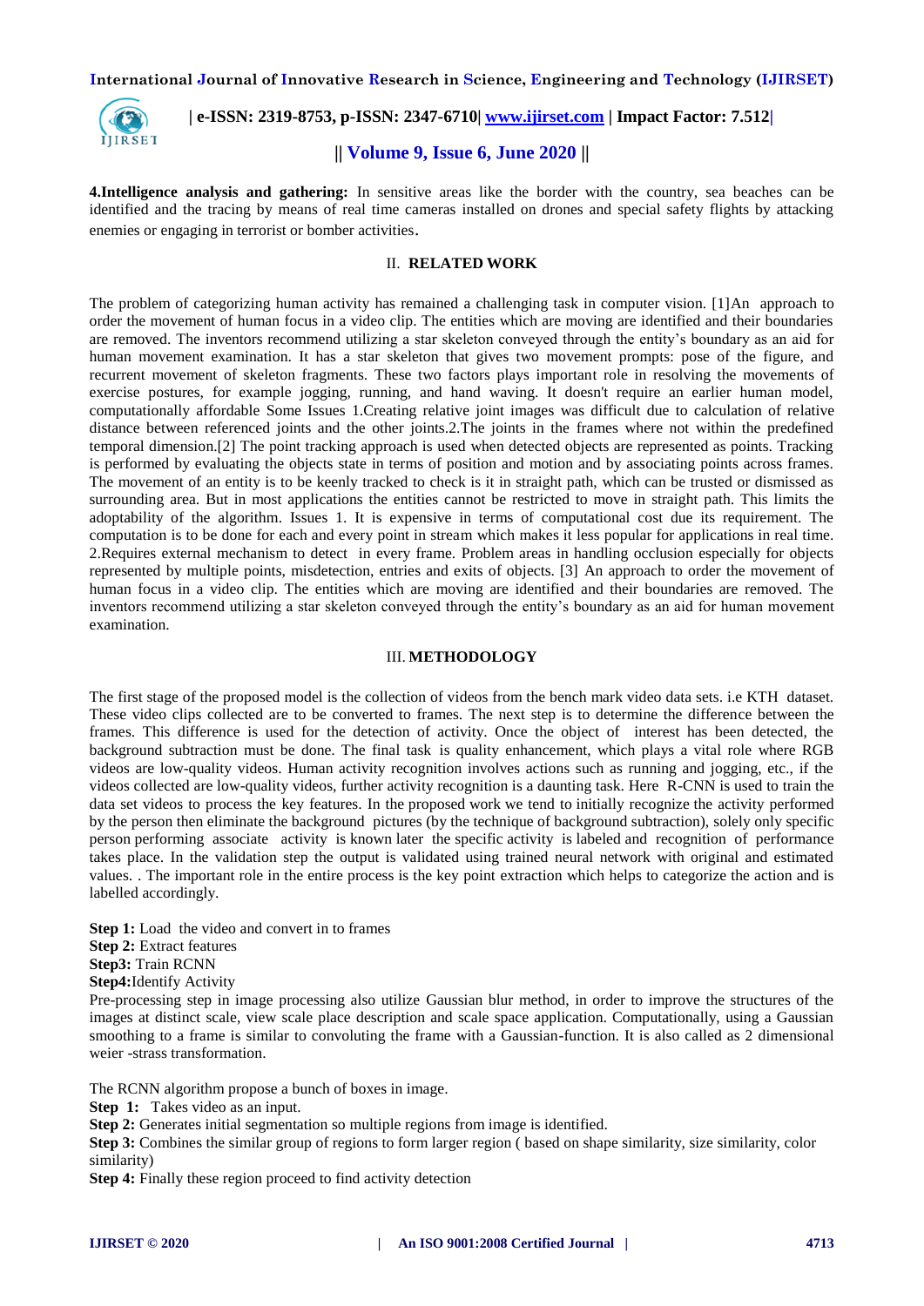**4.Intelligence analysis and gathering:** In sensitive areas like the border with the country, sea beaches can be identified and the tracing by means of real time cameras installed on drones and special safety flights by attacking enemies or engaging in terrorist or bomber activities.

## II. RELATED WORK

The problem of categorizing human activity has remained a challenging task in computer vision. [1]An approach to order the movement of human focus in a video clip. The entities which are moving are identified and their boundaries are removed. The inventors recommend utilizing a star skeleton conveyed through the entity's boundary as an aid for human movement examination. It has a star skeleton that gives two movement prompts: pose of the figure, and recurrent movement of skeleton fragments. These two factors plays important role in resolving the movements of exercise postures, for example jogging, running, and hand waving. It doesn't require an earlier human model, computationally affordable Some Issues 1.Creating relative joint images was difficult due to calculation of relative distance between referenced joints and the other joints.2.The joints in the frames where not within the predefined temporal dimension.[2] The point tracking approach is used when detected objects are represented as points. Tracking is performed by evaluating the objects state in terms of position and motion and by associating points across frames. The movement of an entity is to be keenly tracked to check is it in straight path, which can be trusted or dismissed as surrounding area. But in most applications the entities cannot be restricted to move in straight path. This limits the adoptability of the algorithm. Issues 1. It is expensive in terms of computational cost due its requirement. The computation is to be done for each and every point in stream which makes it less popular for applications in real time. 2.Requires external mechanism to detect in every frame. Problem areas in handling occlusion especially for objects represented by multiple points, misdetection, entries and exits of objects. [3] An approach to order the movement of human focus in a video clip. The entities which are moving are identified and their boundaries are removed. The inventors recommend utilizing a star skeleton conveyed through the entity's boundary as an aid for human movement examination.

## III. METHODOLOGY

The first stage of the proposed model is the collection of videos from the bench mark video data sets. i.e KTH dataset. These video clips collected are to be converted to frames. The next step is to determine the difference between the frames. This difference is used for the detection of activity. Once the object of interest has been detected, the background subtraction must be done. The final task is quality enhancement, which plays a vital role where RGB videos are low-quality videos. Human activity recognition involves actions such as running and jogging, etc., if the videos collected are low-quality videos, further activity recognition is a daunting task. Here R-CNN is used to train the data set videos to process the key features. In the proposed work we tend to initially recognize the activity performed by the person then eliminate the background pictures (by the technique of background subtraction), solely only specific person performing associate activity is known later the specific activity is labeled and recognition of performance takes place. In the validation step the output is validated using trained neural network with original and estimated values. . The important role in the entire process is the key point extraction which helps to categorize the action and is labelled accordingly.

**Step 1:** Load the video and convert in to frames
**Step 2:** Extract features
**Step3:** Train RCNN
**Step4:**Identify Activity

Pre-processing step in image processing also utilize Gaussian blur method, in order to improve the structures of the images at distinct scale, view scale place description and scale space application. Computationally, using a Gaussian smoothing to a frame is similar to convoluting the frame with a Gaussian-function. It is also called as 2 dimensional weier -strass transformation.

The RCNN algorithm propose a bunch of boxes in image.
**Step 1:** Takes video as an input.
**Step 2:** Generates initial segmentation so multiple regions from image is identified.
**Step 3:** Combines the similar group of regions to form larger region ( based on shape similarity, size similarity, color similarity)
**Step 4:** Finally these region proceed to find activity detection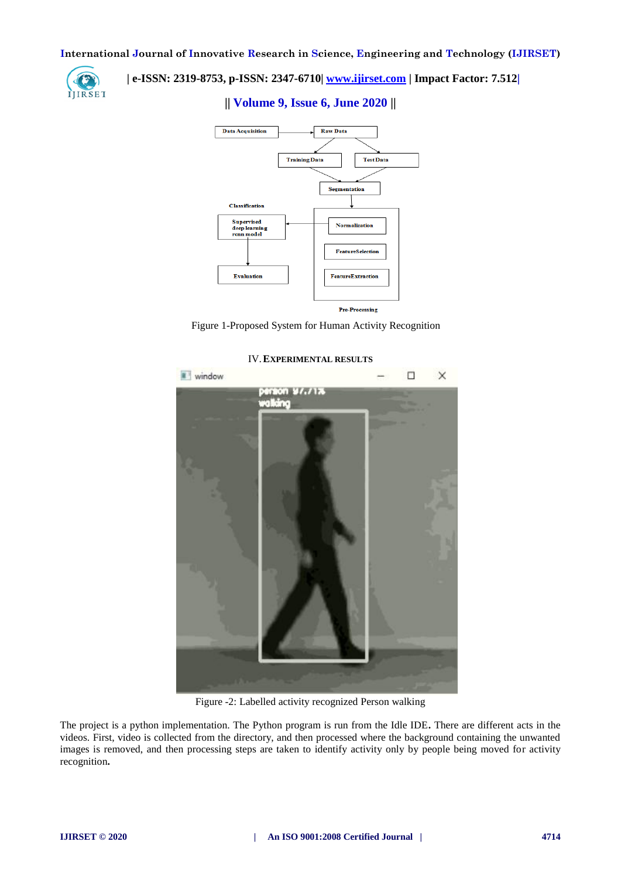Figure 1-Proposed System for Human Activity Recognition

## IV. EXPERIMENTAL RESULTS

Figure -2: Labelled activity recognized Person walking

The project is a python implementation. The Python program is run from the Idle IDE**.** There are different acts in the videos. First, video is collected from the directory, and then processed where the background containing the unwanted images is removed, and then processing steps are taken to identify activity only by people being moved for activity recognition**.**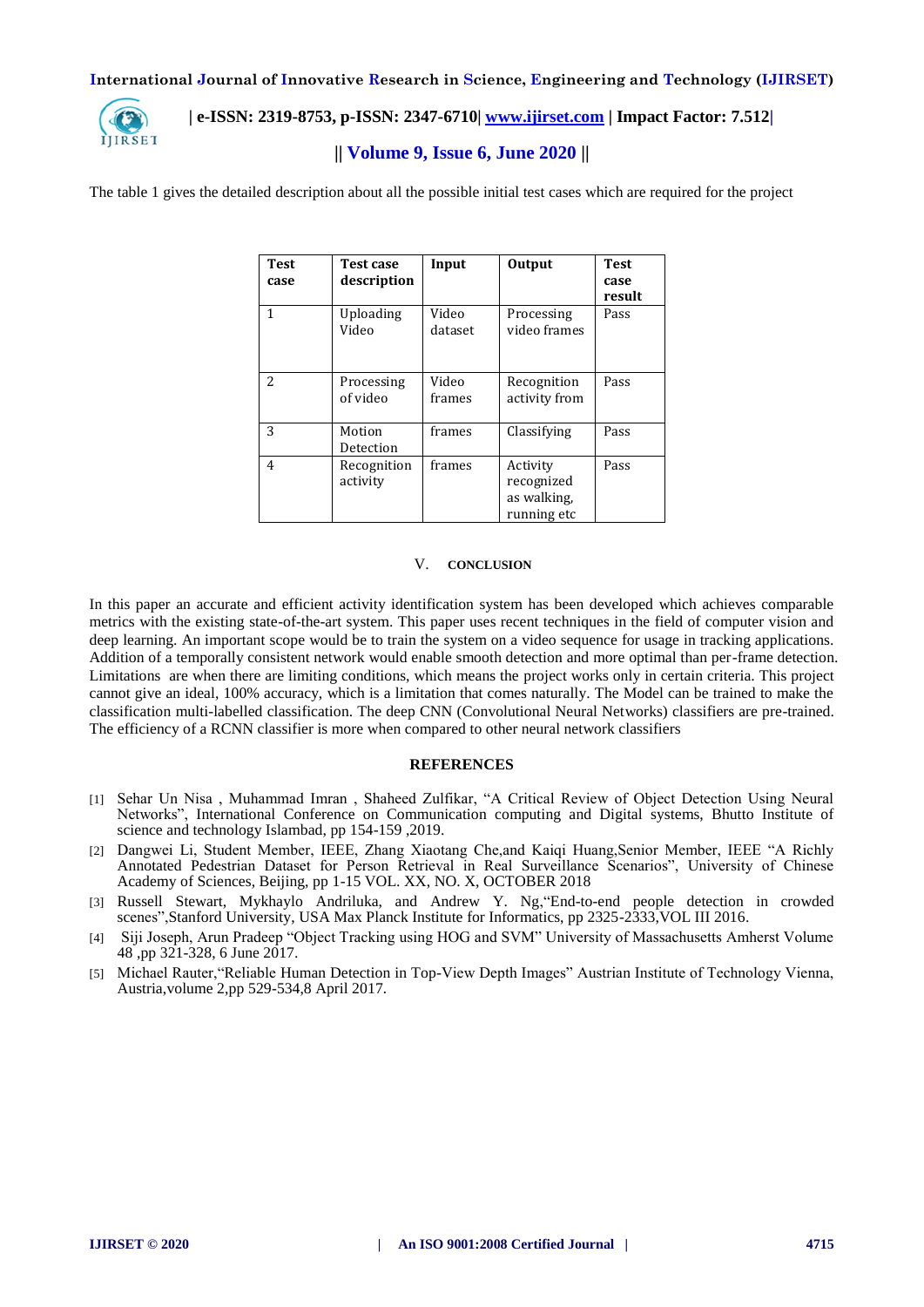The table 1 gives the detailed description about all the possible initial test cases which are required for the project

| Test case | Test case description | Input | Output | Test case result |
|---|---|---|---|---|
| 1 | Uploading Video | Video dataset | Processing video frames | Pass |
| 2 | Processing of video | Video frames | Recognition activity from | Pass |
| 3 | Motion Detection | frames | Classifying | Pass |
| 4 | Recognition activity | frames | Activity recognized as walking, running etc | Pass |

## V. CONCLUSION

In this paper an accurate and efficient activity identification system has been developed which achieves comparable metrics with the existing state-of-the-art system. This paper uses recent techniques in the field of computer vision and deep learning. An important scope would be to train the system on a video sequence for usage in tracking applications. Addition of a temporally consistent network would enable smooth detection and more optimal than per-frame detection. Limitations are when there are limiting conditions, which means the project works only in certain criteria. This project cannot give an ideal, 100% accuracy, which is a limitation that comes naturally. The Model can be trained to make the classification multi-labelled classification. The deep CNN (Convolutional Neural Networks) classifiers are pre-trained. The efficiency of a RCNN classifier is more when compared to other neural network classifiers

## REFERENCES

[1] Sehar Un Nisa , Muhammad Imran , Shaheed Zulfikar, "A Critical Review of Object Detection Using Neural Networks", International Conference on Communication computing and Digital systems, Bhutto Institute of science and technology Islambad, pp 154-159 ,2019.

[2] Dangwei Li, Student Member, IEEE, Zhang Xiaotang Che,and Kaiqi Huang,Senior Member, IEEE "A Richly Annotated Pedestrian Dataset for Person Retrieval in Real Surveillance Scenarios", University of Chinese Academy of Sciences, Beijing, pp 1-15 VOL. XX, NO. X, OCTOBER 2018

[3] Russell Stewart, Mykhaylo Andriluka, and Andrew Y. Ng,"End-to-end people detection in crowded scenes",Stanford University, USA Max Planck Institute for Informatics, pp 2325-2333,VOL III 2016.

[4] Siji Joseph, Arun Pradeep "Object Tracking using HOG and SVM" University of Massachusetts Amherst Volume 48 ,pp 321-328, 6 June 2017.

[5] Michael Rauter,"Reliable Human Detection in Top-View Depth Images" Austrian Institute of Technology Vienna, Austria,volume 2,pp 529-534,8 April 2017.